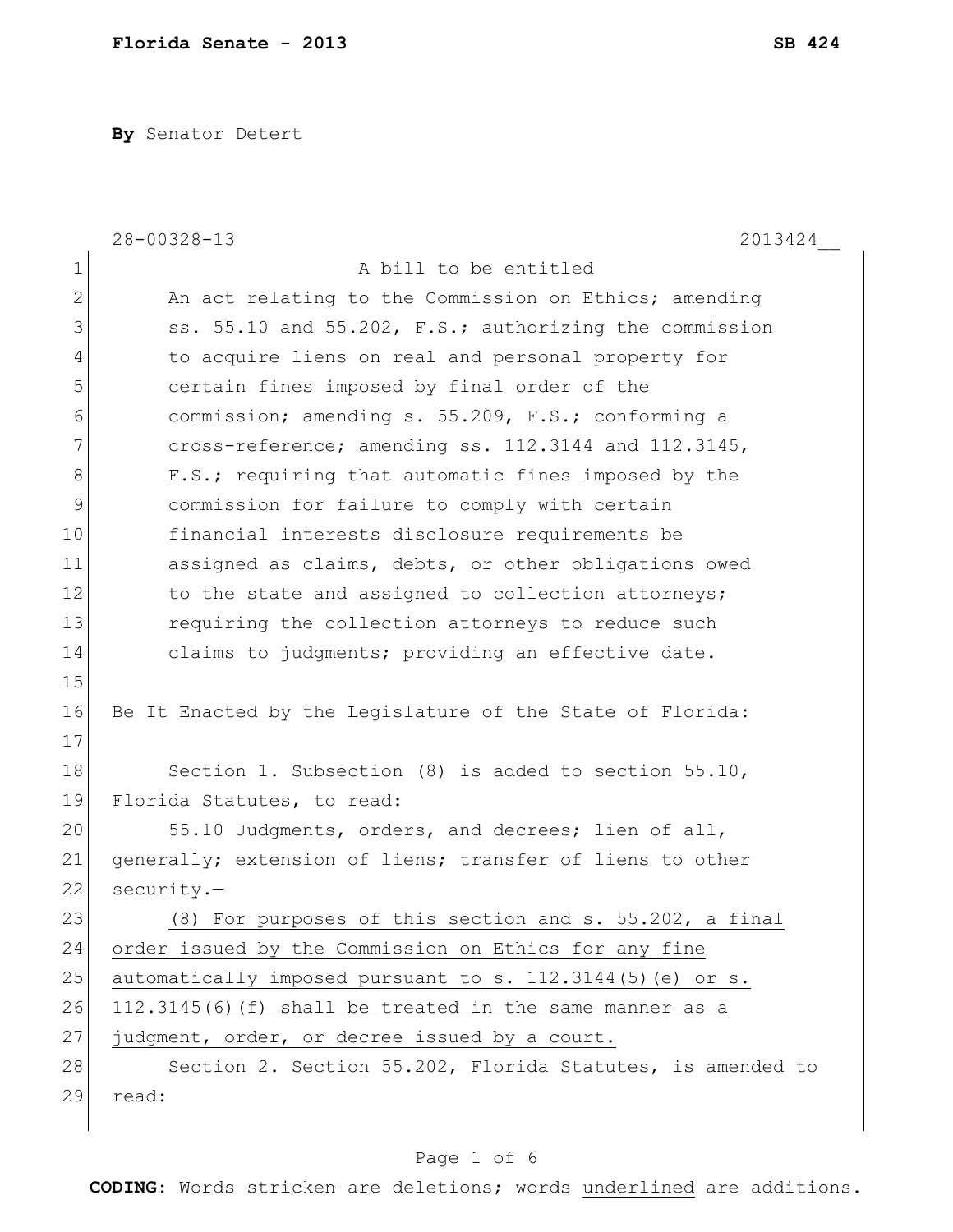By Senator Detert

28-00328-13 2013424__

A bill to be entitled

An act relating to the Commission on Ethics; amending ss. 55.10 and 55.202, F.S.; authorizing the commission to acquire liens on real and personal property for certain fines imposed by final order of the commission; amending s. 55.209, F.S.; conforming a cross-reference; amending ss. 112.3144 and 112.3145, F.S.; requiring that automatic fines imposed by the commission for failure to comply with certain financial interests disclosure requirements be assigned as claims, debts, or other obligations owed to the state and assigned to collection attorneys; requiring the collection attorneys to reduce such claims to judgments; providing an effective date.

Be It Enacted by the Legislature of the State of Florida:

Section 1. Subsection (8) is added to section 55.10, Florida Statutes, to read:

55.10 Judgments, orders, and decrees; lien of all, generally; extension of liens; transfer of liens to other security.—

<u>(8) For purposes of this section and s. 55.202, a final order issued by the Commission on Ethics for any fine automatically imposed pursuant to s. 112.3144(5)(e) or s. 112.3145(6)(f) shall be treated in the same manner as a judgment, order, or decree issued by a court.</u>

Section 2. Section 55.202, Florida Statutes, is amended to read: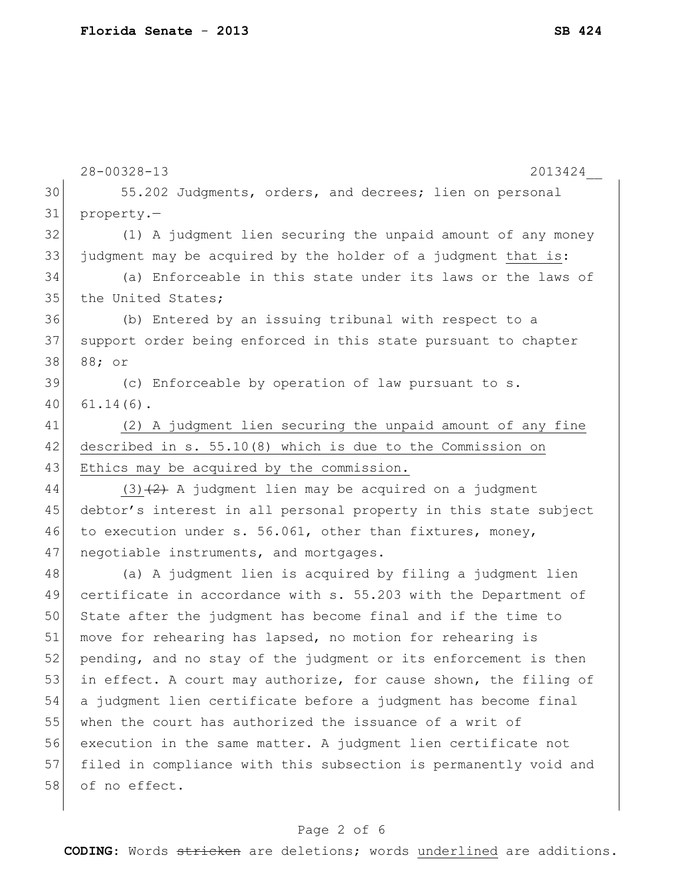55.202 Judgments, orders, and decrees; lien on personal property.—

(1) A judgment lien securing the unpaid amount of any money judgment may be acquired by the holder of a judgment <u>that is</u>:

(a) Enforceable in this state under its laws or the laws of the United States;

(b) Entered by an issuing tribunal with respect to a support order being enforced in this state pursuant to chapter 88; or

(c) Enforceable by operation of law pursuant to s. 61.14(6).

<u>(2) A judgment lien securing the unpaid amount of any fine described in s. 55.10(8) which is due to the Commission on Ethics may be acquired by the commission.</u>

<u>(3)</u> ~~(2)~~ A judgment lien may be acquired on a judgment debtor's interest in all personal property in this state subject to execution under s. 56.061, other than fixtures, money, negotiable instruments, and mortgages.

(a) A judgment lien is acquired by filing a judgment lien certificate in accordance with s. 55.203 with the Department of State after the judgment has become final and if the time to move for rehearing has lapsed, no motion for rehearing is pending, and no stay of the judgment or its enforcement is then in effect. A court may authorize, for cause shown, the filing of a judgment lien certificate before a judgment has become final when the court has authorized the issuance of a writ of execution in the same matter. A judgment lien certificate not filed in compliance with this subsection is permanently void and of no effect.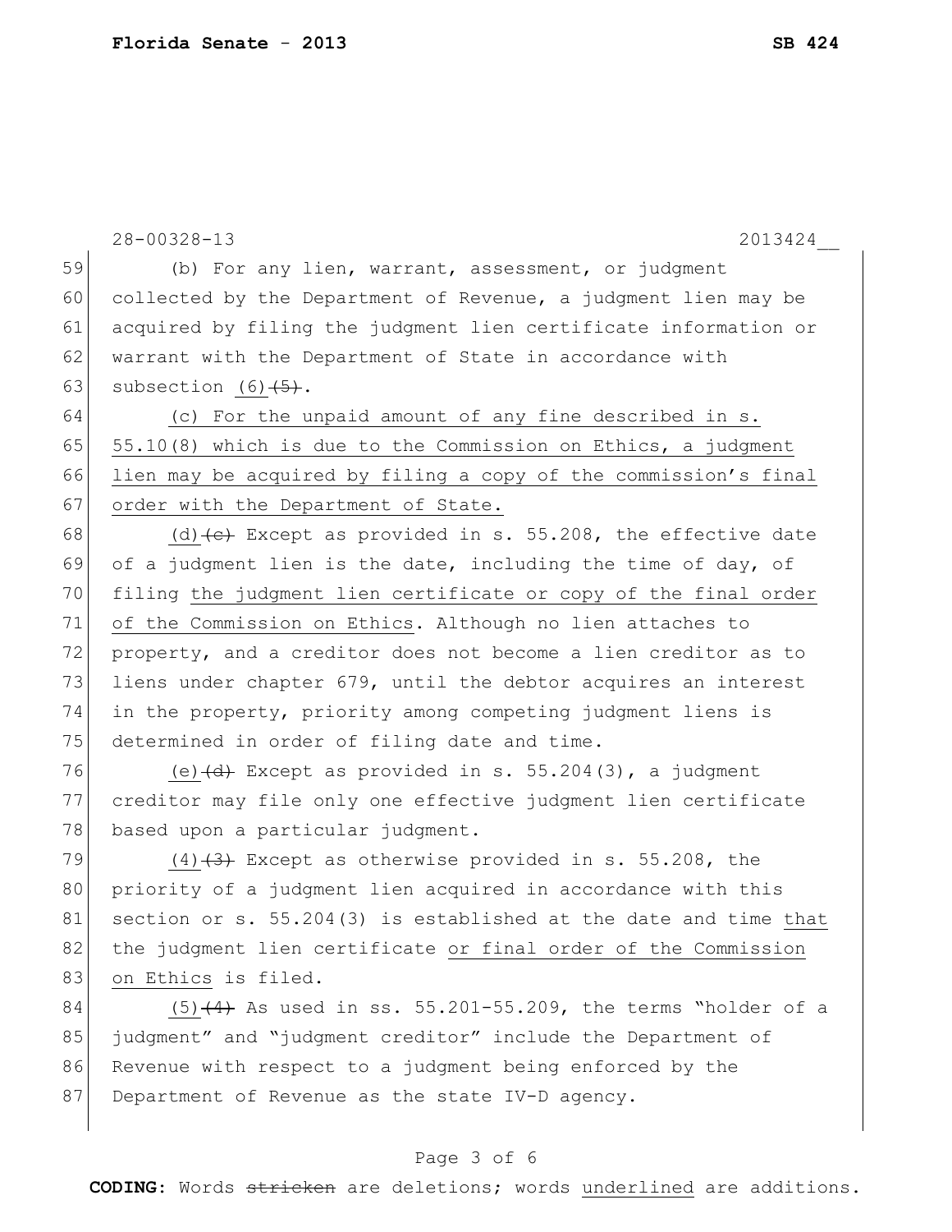(b) For any lien, warrant, assessment, or judgment collected by the Department of Revenue, a judgment lien may be acquired by filing the judgment lien certificate information or warrant with the Department of State in accordance with subsection <u>(6)</u>~~(5)~~.

<u>(c) For the unpaid amount of any fine described in s. 55.10(8) which is due to the Commission on Ethics, a judgment lien may be acquired by filing a copy of the commission's final order with the Department of State.</u>

<u>(d)</u>~~(c)~~ Except as provided in s. 55.208, the effective date of a judgment lien is the date, including the time of day, of filing <u>the judgment lien certificate or copy of the final order of the Commission on Ethics</u>. Although no lien attaches to property, and a creditor does not become a lien creditor as to liens under chapter 679, until the debtor acquires an interest in the property, priority among competing judgment liens is determined in order of filing date and time.

<u>(e)</u>~~(d)~~ Except as provided in s. 55.204(3), a judgment creditor may file only one effective judgment lien certificate based upon a particular judgment.

<u>(4)</u>~~(3)~~ Except as otherwise provided in s. 55.208, the priority of a judgment lien acquired in accordance with this section or s. 55.204(3) is established at the date and time <u>that</u> the judgment lien certificate <u>or final order of the Commission on Ethics</u> is filed.

<u>(5)</u>~~(4)~~ As used in ss. 55.201-55.209, the terms "holder of a judgment" and "judgment creditor" include the Department of Revenue with respect to a judgment being enforced by the Department of Revenue as the state IV-D agency.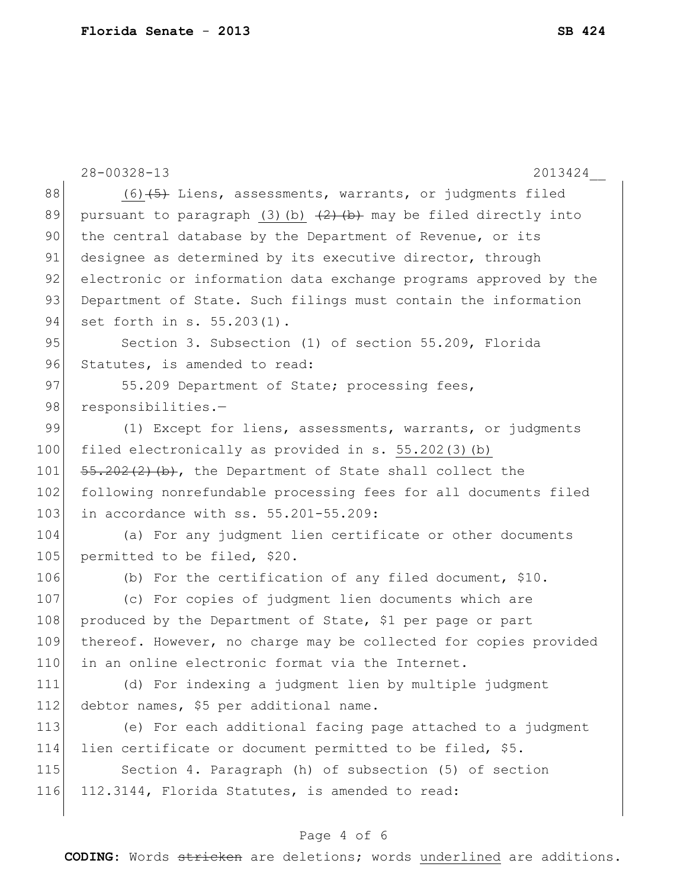(6) ~~(5)~~ Liens, assessments, warrants, or judgments filed pursuant to paragraph <u>(3)(b)</u> ~~(2)(b)~~ may be filed directly into the central database by the Department of Revenue, or its designee as determined by its executive director, through electronic or information data exchange programs approved by the Department of State. Such filings must contain the information set forth in s. 55.203(1).

Section 3. Subsection (1) of section 55.209, Florida Statutes, is amended to read:

55.209 Department of State; processing fees, responsibilities.—

(1) Except for liens, assessments, warrants, or judgments filed electronically as provided in s. <u>55.202(3)(b)</u> ~~55.202(2)(b)~~, the Department of State shall collect the following nonrefundable processing fees for all documents filed in accordance with ss. 55.201-55.209:

(a) For any judgment lien certificate or other documents permitted to be filed, $20.

(b) For the certification of any filed document, $10.

(c) For copies of judgment lien documents which are produced by the Department of State, $1 per page or part thereof. However, no charge may be collected for copies provided in an online electronic format via the Internet.

(d) For indexing a judgment lien by multiple judgment debtor names, $5 per additional name.

(e) For each additional facing page attached to a judgment lien certificate or document permitted to be filed, $5.

Section 4. Paragraph (h) of subsection (5) of section 112.3144, Florida Statutes, is amended to read: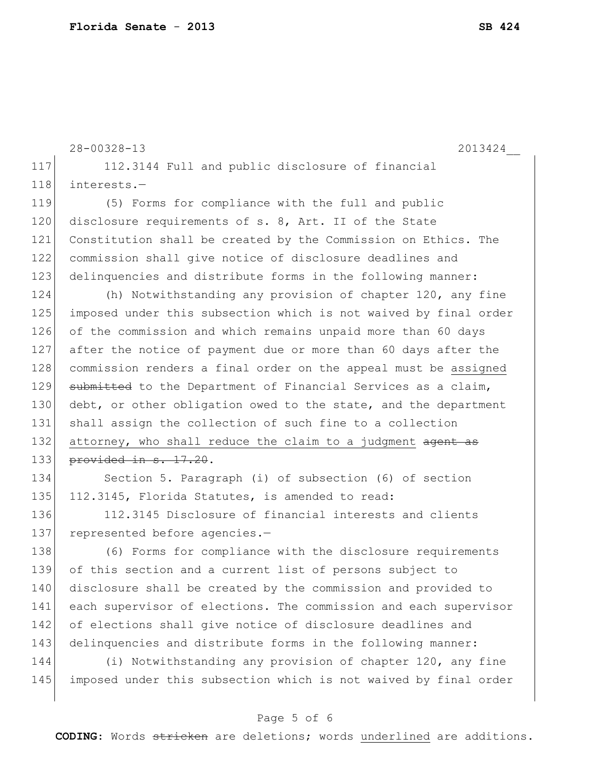28-00328-13 2013424__

117 112.3144 Full and public disclosure of financial
118 interests.—
119 (5) Forms for compliance with the full and public
120 disclosure requirements of s. 8, Art. II of the State
121 Constitution shall be created by the Commission on Ethics. The
122 commission shall give notice of disclosure deadlines and
123 delinquencies and distribute forms in the following manner:
124 (h) Notwithstanding any provision of chapter 120, any fine
125 imposed under this subsection which is not waived by final order
126 of the commission and which remains unpaid more than 60 days
127 after the notice of payment due or more than 60 days after the
128 commission renders a final order on the appeal must be <u>assigned</u>
129 ~~submitted~~ to the Department of Financial Services as a claim,
130 debt, or other obligation owed to the state, and the department
131 shall assign the collection of such fine to a collection
132 <u>attorney, who shall reduce the claim to a judgment</u> ~~agent as~~
133 ~~provided in s. 17.20~~.
134 Section 5. Paragraph (i) of subsection (6) of section
135 112.3145, Florida Statutes, is amended to read:
136 112.3145 Disclosure of financial interests and clients
137 represented before agencies.—
138 (6) Forms for compliance with the disclosure requirements
139 of this section and a current list of persons subject to
140 disclosure shall be created by the commission and provided to
141 each supervisor of elections. The commission and each supervisor
142 of elections shall give notice of disclosure deadlines and
143 delinquencies and distribute forms in the following manner:
144 (i) Notwithstanding any provision of chapter 120, any fine
145 imposed under this subsection which is not waived by final order

**CODING:** Words ~~stricken~~ are deletions; words <u>underlined</u> are additions.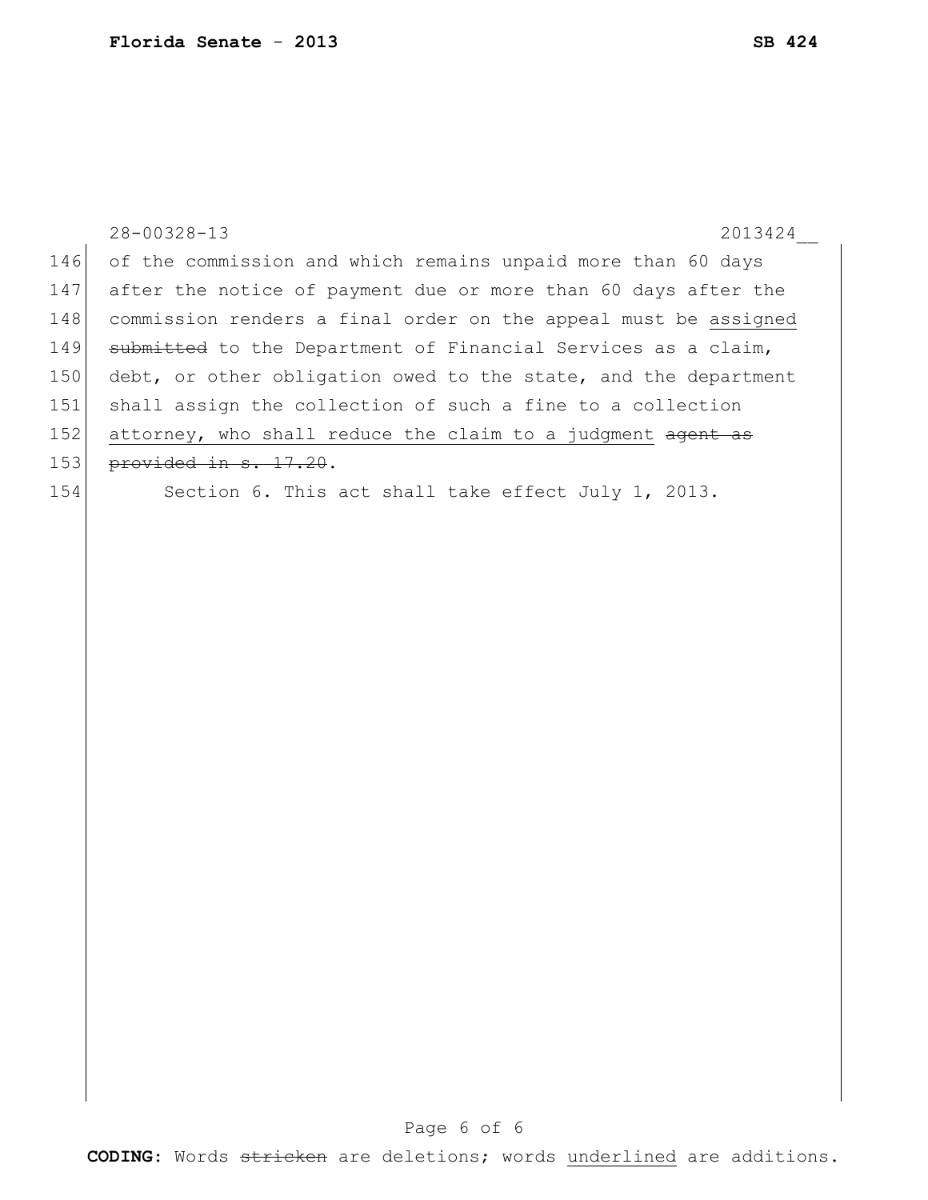146 of the commission and which remains unpaid more than 60 days
147 after the notice of payment due or more than 60 days after the
148 commission renders a final order on the appeal must be <u>assigned</u>
149 ~~submitted~~ to the Department of Financial Services as a claim,
150 debt, or other obligation owed to the state, and the department
151 shall assign the collection of such a fine to a collection
152 <u>attorney, who shall reduce the claim to a judgment</u> ~~agent as~~
153 ~~provided in s. 17.20~~.
154 Section 6. This act shall take effect July 1, 2013.

**CODING:** Words ~~stricken~~ are deletions; words <u>underlined</u> are additions.